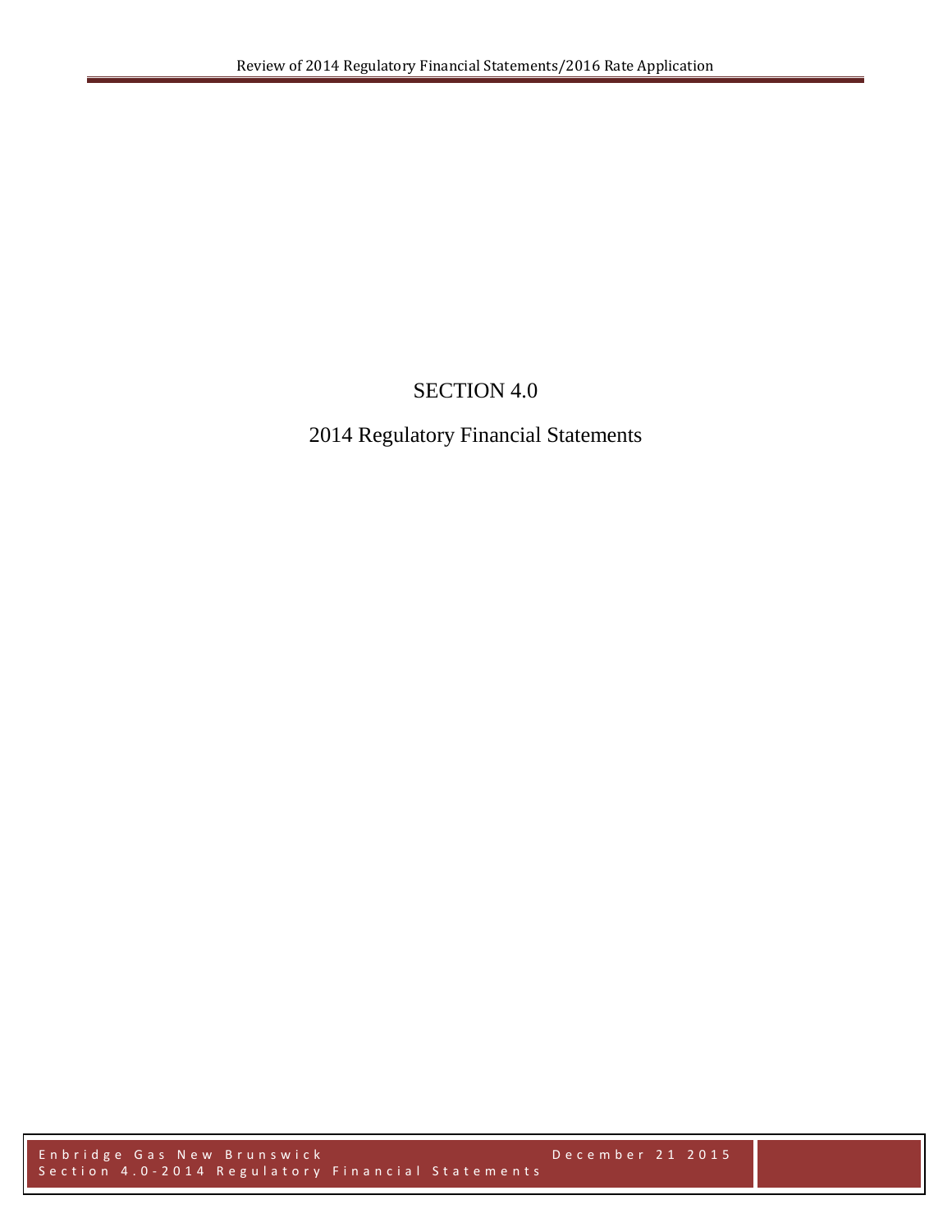# SECTION 4.0

## 2014 Regulatory Financial Statements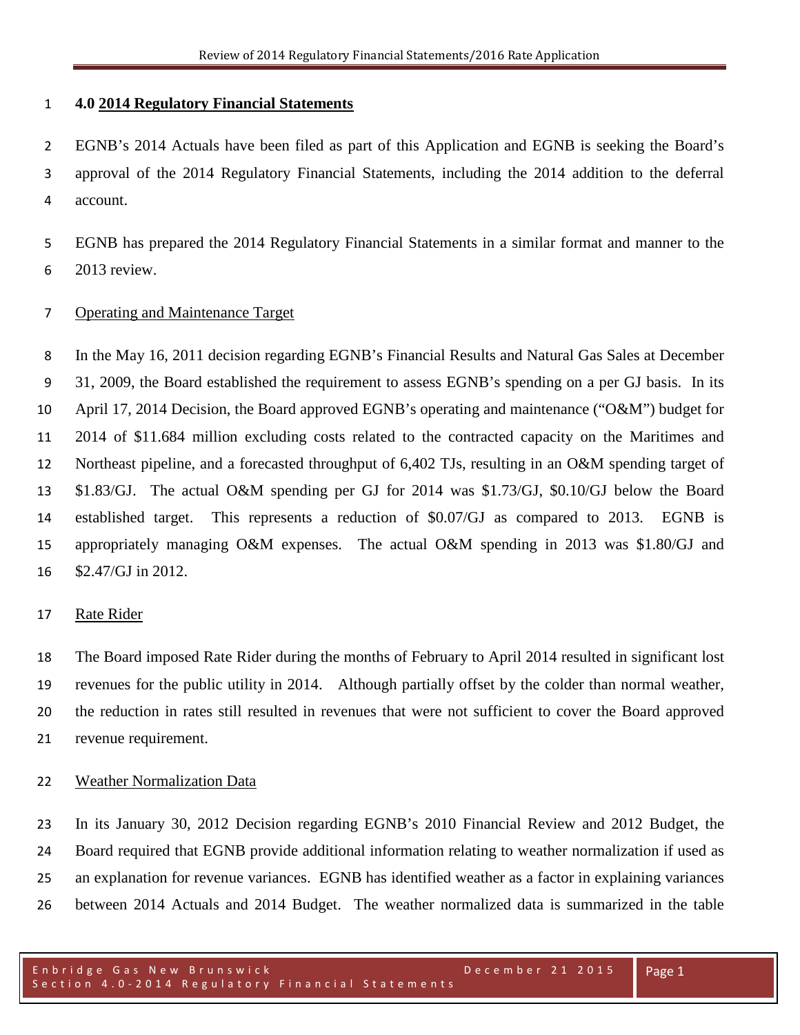## 4.0 2014 Regulatory Financial Statements

EGNB's 2014 Actuals have been filed as part of this Application and EGNB is seeking the Board's approval of the 2014 Regulatory Financial Statements, including the 2014 addition to the deferral account.

EGNB has prepared the 2014 Regulatory Financial Statements in a similar format and manner to the 2013 review.

### Operating and Maintenance Target

In the May 16, 2011 decision regarding EGNB's Financial Results and Natural Gas Sales at December 31, 2009, the Board established the requirement to assess EGNB's spending on a per GJ basis. In its April 17, 2014 Decision, the Board approved EGNB's operating and maintenance ("O&M") budget for 2014 of $11.684 million excluding costs related to the contracted capacity on the Maritimes and Northeast pipeline, and a forecasted throughput of 6,402 TJs, resulting in an O&M spending target of $1.83/GJ. The actual O&M spending per GJ for 2014 was $1.73/GJ, $0.10/GJ below the Board established target. This represents a reduction of $0.07/GJ as compared to 2013. EGNB is appropriately managing O&M expenses. The actual O&M spending in 2013 was $1.80/GJ and $2.47/GJ in 2012.

### Rate Rider

The Board imposed Rate Rider during the months of February to April 2014 resulted in significant lost revenues for the public utility in 2014. Although partially offset by the colder than normal weather, the reduction in rates still resulted in revenues that were not sufficient to cover the Board approved revenue requirement.

### Weather Normalization Data

In its January 30, 2012 Decision regarding EGNB's 2010 Financial Review and 2012 Budget, the Board required that EGNB provide additional information relating to weather normalization if used as an explanation for revenue variances. EGNB has identified weather as a factor in explaining variances between 2014 Actuals and 2014 Budget. The weather normalized data is summarized in the table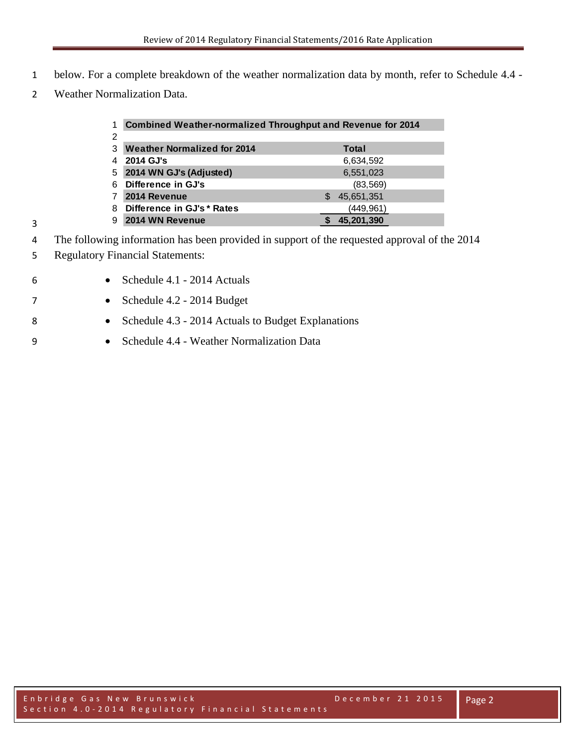below. For a complete breakdown of the weather normalization data by month, refer to Schedule 4.4 - Weather Normalization Data.

| | | |
|---|---|---|
| 1 | **Combined Weather-normalized Throughput and Revenue for 2014** | |
| 2 | | |
| 3 | **Weather Normalized for 2014** | **Total** |
| 4 | **2014 GJ's** | 6,634,592 |
| 5 | **2014 WN GJ's (Adjusted)** | 6,551,023 |
| 6 | **Difference in GJ's** | (83,569) |
| 7 | **2014 Revenue** | $ 45,651,351 |
| 8 | **Difference in GJ's * Rates** | (449,961) |
| 9 | **2014 WN Revenue** | **$ 45,201,390** |

The following information has been provided in support of the requested approval of the 2014 Regulatory Financial Statements:

- Schedule 4.1 - 2014 Actuals
- Schedule 4.2 - 2014 Budget
- Schedule 4.3 - 2014 Actuals to Budget Explanations
- Schedule 4.4 - Weather Normalization Data